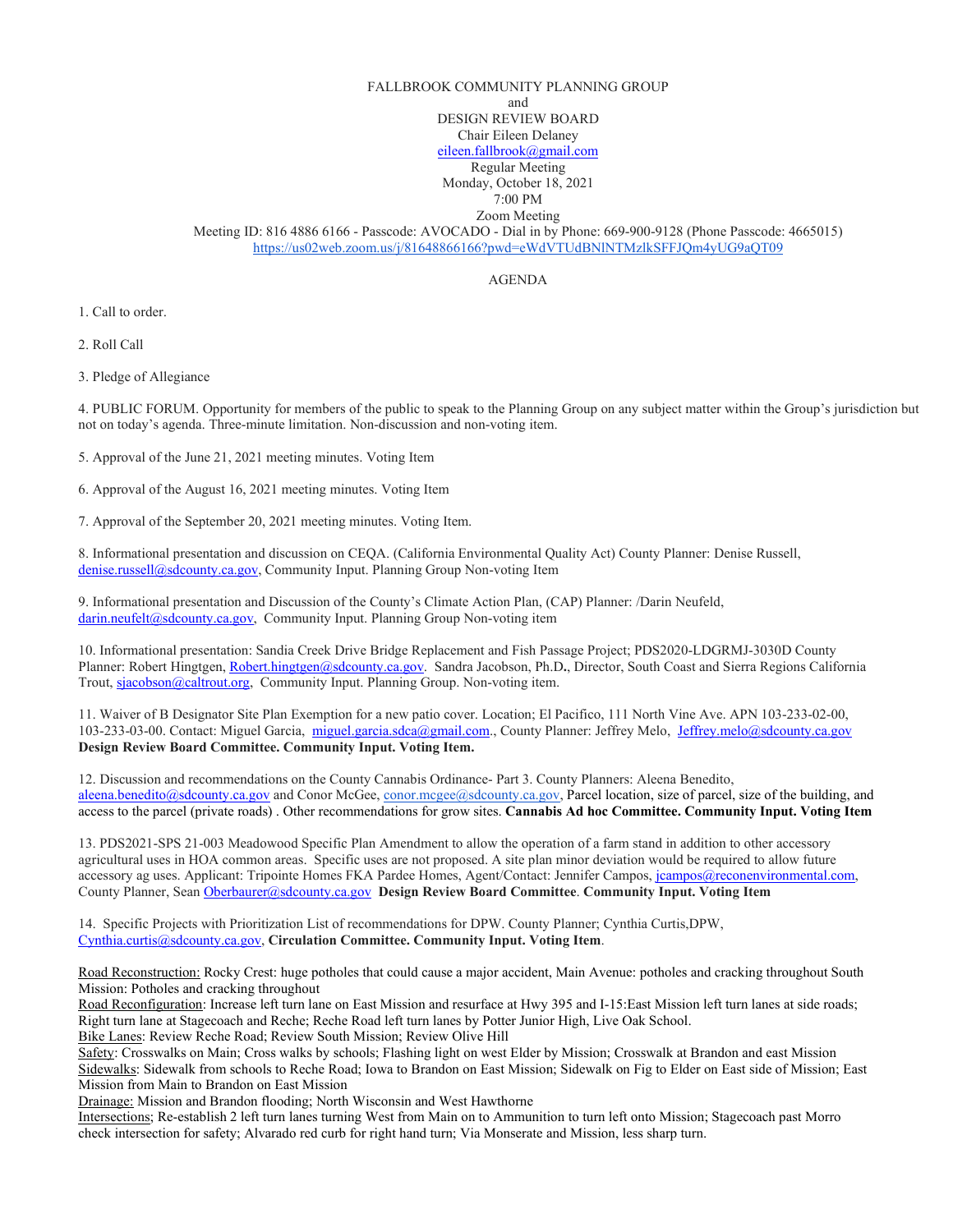FALLBROOK COMMUNITY PLANNING GROUP
and
DESIGN REVIEW BOARD
Chair Eileen Delaney
eileen.fallbrook@gmail.com
Regular Meeting
Monday, October 18, 2021
7:00 PM
Zoom Meeting
Meeting ID: 816 4886 6166 - Passcode: AVOCADO - Dial in by Phone: 669-900-9128 (Phone Passcode: 4665015)
https://us02web.zoom.us/j/81648866166?pwd=eWdVTUdBNlNTMzlkSFFJQm4yUG9aQT09

AGENDA

1. Call to order.

2. Roll Call

3. Pledge of Allegiance

4. PUBLIC FORUM. Opportunity for members of the public to speak to the Planning Group on any subject matter within the Group's jurisdiction but not on today's agenda. Three-minute limitation. Non-discussion and non-voting item.

5. Approval of the June 21, 2021 meeting minutes. Voting Item

6. Approval of the August 16, 2021 meeting minutes. Voting Item

7. Approval of the September 20, 2021 meeting minutes. Voting Item.

8. Informational presentation and discussion on CEQA. (California Environmental Quality Act) County Planner: Denise Russell, denise.russell@sdcounty.ca.gov, Community Input. Planning Group Non-voting Item

9. Informational presentation and Discussion of the County's Climate Action Plan, (CAP) Planner: /Darin Neufeld, darin.neufelt@sdcounty.ca.gov, Community Input. Planning Group Non-voting item

10. Informational presentation: Sandia Creek Drive Bridge Replacement and Fish Passage Project; PDS2020-LDGRMJ-3030D County Planner: Robert Hingtgen, Robert.hingtgen@sdcounty.ca.gov. Sandra Jacobson, Ph.D., Director, South Coast and Sierra Regions California Trout, sjacobson@caltrout.org, Community Input. Planning Group. Non-voting item.

11. Waiver of B Designator Site Plan Exemption for a new patio cover. Location; El Pacifico, 111 North Vine Ave. APN 103-233-02-00, 103-233-03-00. Contact: Miguel Garcia, miguel.garcia.sdca@gmail.com., County Planner: Jeffrey Melo, Jeffrey.melo@sdcounty.ca.gov **Design Review Board Committee. Community Input. Voting Item.**

12. Discussion and recommendations on the County Cannabis Ordinance- Part 3. County Planners: Aleena Benedito, aleena.benedito@sdcounty.ca.gov and Conor McGee, conor.mcgee@sdcounty.ca.gov, Parcel location, size of parcel, size of the building, and access to the parcel (private roads) . Other recommendations for grow sites. **Cannabis Ad hoc Committee. Community Input. Voting Item**

13. PDS2021-SPS 21-003 Meadowood Specific Plan Amendment to allow the operation of a farm stand in addition to other accessory agricultural uses in HOA common areas. Specific uses are not proposed. A site plan minor deviation would be required to allow future accessory ag uses. Applicant: Tripointe Homes FKA Pardee Homes, Agent/Contact: Jennifer Campos, jcampos@reconenvironmental.com, County Planner, Sean Oberbaurer@sdcounty.ca.gov **Design Review Board Committee**. **Community Input. Voting Item**

14. Specific Projects with Prioritization List of recommendations for DPW. County Planner; Cynthia Curtis,DPW, Cynthia.curtis@sdcounty.ca.gov, **Circulation Committee. Community Input. Voting Item**.

Road Reconstruction: Rocky Crest: huge potholes that could cause a major accident, Main Avenue: potholes and cracking throughout South Mission: Potholes and cracking throughout
Road Reconfiguration: Increase left turn lane on East Mission and resurface at Hwy 395 and I-15:East Mission left turn lanes at side roads; Right turn lane at Stagecoach and Reche; Reche Road left turn lanes by Potter Junior High, Live Oak School.
Bike Lanes: Review Reche Road; Review South Mission; Review Olive Hill
Safety: Crosswalks on Main; Cross walks by schools; Flashing light on west Elder by Mission; Crosswalk at Brandon and east Mission
Sidewalks: Sidewalk from schools to Reche Road; Iowa to Brandon on East Mission; Sidewalk on Fig to Elder on East side of Mission; East Mission from Main to Brandon on East Mission
Drainage: Mission and Brandon flooding; North Wisconsin and West Hawthorne
Intersections; Re-establish 2 left turn lanes turning West from Main on to Ammunition to turn left onto Mission; Stagecoach past Morro check intersection for safety; Alvarado red curb for right hand turn; Via Monserate and Mission, less sharp turn.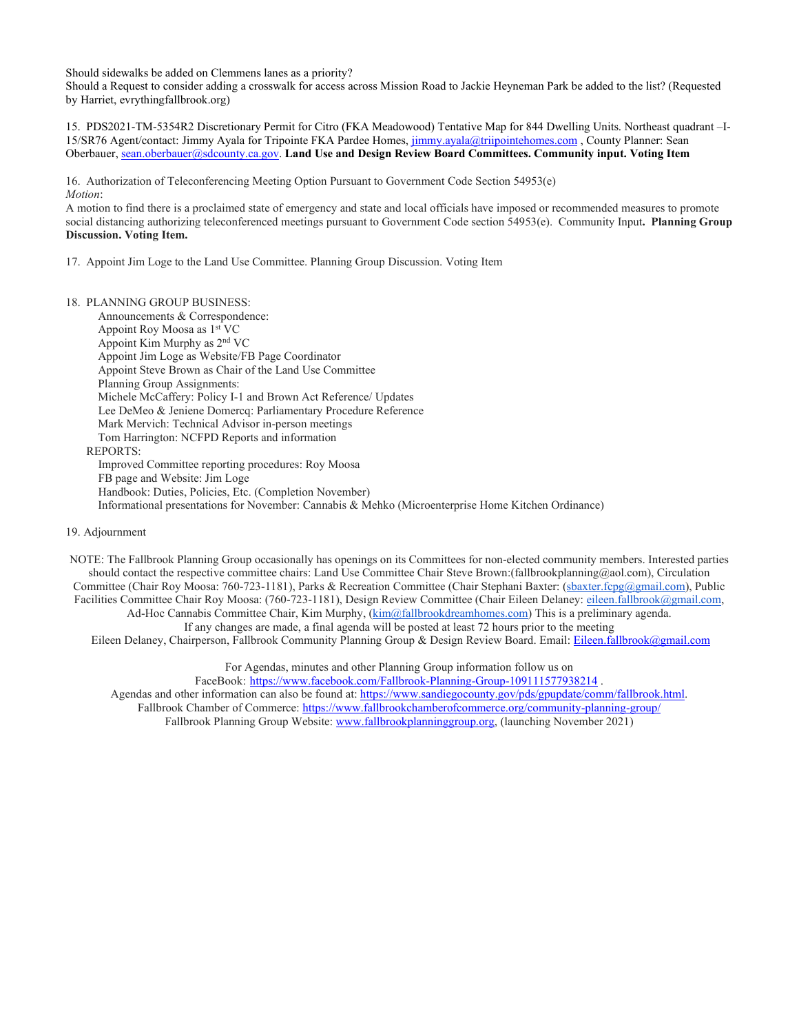Should sidewalks be added on Clemmens lanes as a priority?
Should a Request to consider adding a crosswalk for access across Mission Road to Jackie Heyneman Park be added to the list? (Requested by Harriet, evrythingfallbrook.org)

15. PDS2021-TM-5354R2 Discretionary Permit for Citro (FKA Meadowood) Tentative Map for 844 Dwelling Units. Northeast quadrant –I-15/SR76 Agent/contact: Jimmy Ayala for Tripointe FKA Pardee Homes, jimmy.ayala@triipointehomes.com , County Planner: Sean Oberbauer, sean.oberbauer@sdcounty.ca.gov. **Land Use and Design Review Board Committees. Community input. Voting Item**

16. Authorization of Teleconferencing Meeting Option Pursuant to Government Code Section 54953(e)
*Motion*:
A motion to find there is a proclaimed state of emergency and state and local officials have imposed or recommended measures to promote social distancing authorizing teleconferenced meetings pursuant to Government Code section 54953(e). Community Input**. Planning Group Discussion. Voting Item.**

17. Appoint Jim Loge to the Land Use Committee. Planning Group Discussion. Voting Item

18. PLANNING GROUP BUSINESS:
   - Announcements & Correspondence:
   - Appoint Roy Moosa as 1st VC
   - Appoint Kim Murphy as 2nd VC
   - Appoint Jim Loge as Website/FB Page Coordinator
   - Appoint Steve Brown as Chair of the Land Use Committee
   - Planning Group Assignments:
   - Michele McCaffery: Policy I-1 and Brown Act Reference/ Updates
   - Lee DeMeo & Jeniene Domercq: Parliamentary Procedure Reference
   - Mark Mervich: Technical Advisor in-person meetings
   - Tom Harrington: NCFPD Reports and information

   REPORTS:
   - Improved Committee reporting procedures: Roy Moosa
   - FB page and Website: Jim Loge
   - Handbook: Duties, Policies, Etc. (Completion November)
   - Informational presentations for November: Cannabis & Mehko (Microenterprise Home Kitchen Ordinance)

19. Adjournment

NOTE: The Fallbrook Planning Group occasionally has openings on its Committees for non-elected community members. Interested parties should contact the respective committee chairs: Land Use Committee Chair Steve Brown:(fallbrookplanning@aol.com), Circulation Committee (Chair Roy Moosa: 760-723-1181), Parks & Recreation Committee (Chair Stephani Baxter: (sbaxter.fcpg@gmail.com), Public Facilities Committee Chair Roy Moosa: (760-723-1181), Design Review Committee (Chair Eileen Delaney: eileen.fallbrook@gmail.com, Ad-Hoc Cannabis Committee Chair, Kim Murphy, (kim@fallbrookdreamhomes.com) This is a preliminary agenda.
If any changes are made, a final agenda will be posted at least 72 hours prior to the meeting
Eileen Delaney, Chairperson, Fallbrook Community Planning Group & Design Review Board. Email: Eileen.fallbrook@gmail.com

For Agendas, minutes and other Planning Group information follow us on
FaceBook: https://www.facebook.com/Fallbrook-Planning-Group-109111577938214 .
Agendas and other information can also be found at: https://www.sandiegocounty.gov/pds/gpupdate/comm/fallbrook.html.
Fallbrook Chamber of Commerce: https://www.fallbrookchamberofcommerce.org/community-planning-group/
Fallbrook Planning Group Website: www.fallbrookplanninggroup.org, (launching November 2021)